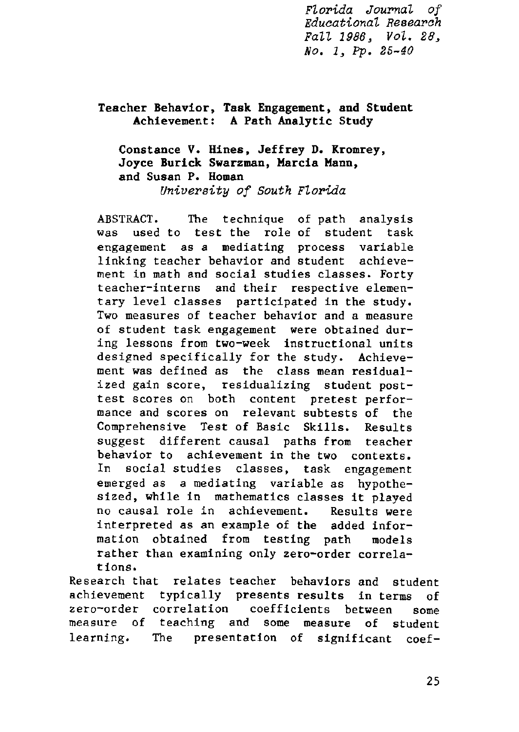# Teacher Behavior, Task Engagement, and Student Achievement: A Path Analytic Study

**Constance V. Hines, Jeffrey D. Kromrey, Joyce Burick Swarzman, Marcia Mann, and Susan P. Homan**
*University of South Florida*

ABSTRACT. The technique of path analysis was used to test the role of student task engagement as a mediating process variable linking teacher behavior and student achievement in math and social studies classes. Forty teacher-interns and their respective elementary level classes participated in the study. Two measures of teacher behavior and a measure of student task engagement were obtained during lessons from two-week instructional units designed specifically for the study. Achievement was defined as the class mean residualized gain score, residualizing student posttest scores on both content pretest performance and scores on relevant subtests of the Comprehensive Test of Basic Skills. Results suggest different causal paths from teacher behavior to achievement in the two contexts. In social studies classes, task engagement emerged as a mediating variable as hypothesized, while in mathematics classes it played no causal role in achievement. Results were interpreted as an example of the added information obtained from testing path models rather than examining only zero-order correlations.

Research that relates teacher behaviors and student achievement typically presents results in terms of zero-order correlation coefficients between some measure of teaching and some measure of student learning. The presentation of significant coef-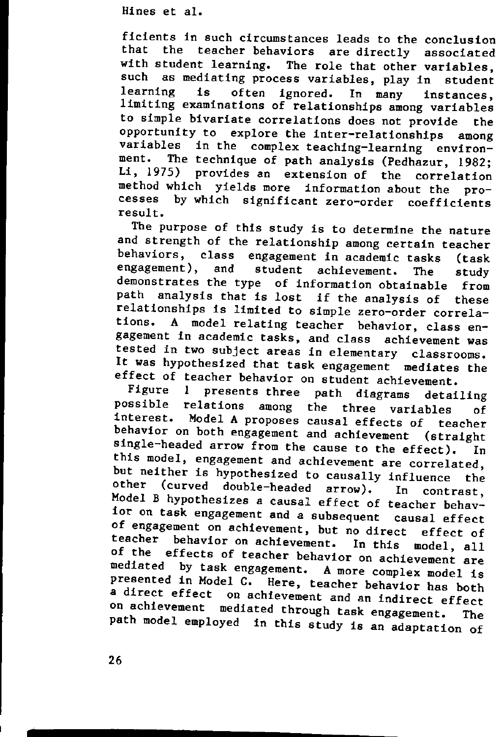ficients in such circumstances leads to the conclusion that the teacher behaviors are directly associated with student learning. The role that other variables, such as mediating process variables, play in student learning is often ignored. In many instances, limiting examinations of relationships among variables to simple bivariate correlations does not provide the opportunity to explore the inter-relationships among variables in the complex teaching-learning environment. The technique of path analysis (Pedhazur, 1982; Li, 1975) provides an extension of the correlation method which yields more information about the processes by which significant zero-order coefficients result.

The purpose of this study is to determine the nature and strength of the relationship among certain teacher behaviors, class engagement in academic tasks (task engagement), and student achievement. The study demonstrates the type of information obtainable from path analysis that is lost if the analysis of these relationships is limited to simple zero-order correlations. A model relating teacher behavior, class engagement in academic tasks, and class achievement was tested in two subject areas in elementary classrooms. It was hypothesized that task engagement mediates the effect of teacher behavior on student achievement.

Figure 1 presents three path diagrams detailing possible relations among the three variables of interest. Model A proposes causal effects of teacher behavior on both engagement and achievement (straight single-headed arrow from the cause to the effect). In this model, engagement and achievement are correlated, but neither is hypothesized to causally influence the other (curved double-headed arrow). In contrast, Model B hypothesizes a causal effect of teacher behavior on task engagement and a subsequent causal effect of engagement on achievement, but no direct effect of teacher behavior on achievement. In this model, all of the effects of teacher behavior on achievement are mediated by task engagement. A more complex model is presented in Model C. Here, teacher behavior has both a direct effect on achievement and an indirect effect on achievement mediated through task engagement. The path model employed in this study is an adaptation of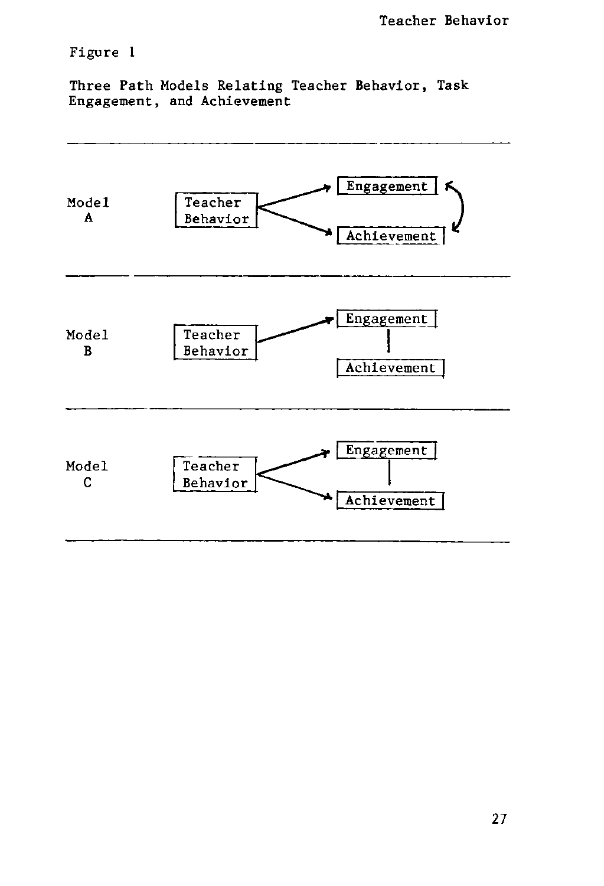Figure 1

Three Path Models Relating Teacher Behavior, Task Engagement, and Achievement

---

Model A

Teacher Behavior → Engagement
Teacher Behavior → Achievement
Engagement ↔ Achievement

---

Model B

Teacher Behavior → Engagement
Engagement — Achievement

---

Model C

Teacher Behavior → Engagement
Teacher Behavior → Achievement
Engagement — Achievement

---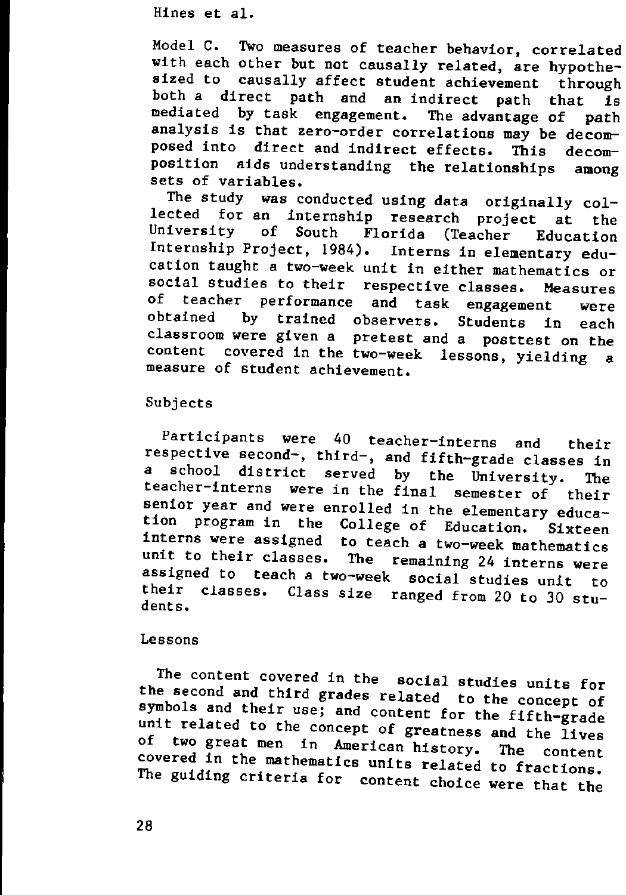Model C. Two measures of teacher behavior, correlated with each other but not causally related, are hypothesized to causally affect student achievement through both a direct path and an indirect path that is mediated by task engagement. The advantage of path analysis is that zero-order correlations may be decomposed into direct and indirect effects. This decomposition aids understanding the relationships among sets of variables.

The study was conducted using data originally collected for an internship research project at the University of South Florida (Teacher Education Internship Project, 1984). Interns in elementary education taught a two-week unit in either mathematics or social studies to their respective classes. Measures of teacher performance and task engagement were obtained by trained observers. Students in each classroom were given a pretest and a posttest on the content covered in the two-week lessons, yielding a measure of student achievement.

## Subjects

Participants were 40 teacher-interns and their respective second-, third-, and fifth-grade classes in a school district served by the University. The teacher-interns were in the final semester of their senior year and were enrolled in the elementary education program in the College of Education. Sixteen interns were assigned to teach a two-week mathematics unit to their classes. The remaining 24 interns were assigned to teach a two-week social studies unit to their classes. Class size ranged from 20 to 30 students.

## Lessons

The content covered in the social studies units for the second and third grades related to the concept of symbols and their use; and content for the fifth-grade unit related to the concept of greatness and the lives of two great men in American history. The content covered in the mathematics units related to fractions. The guiding criteria for content choice were that the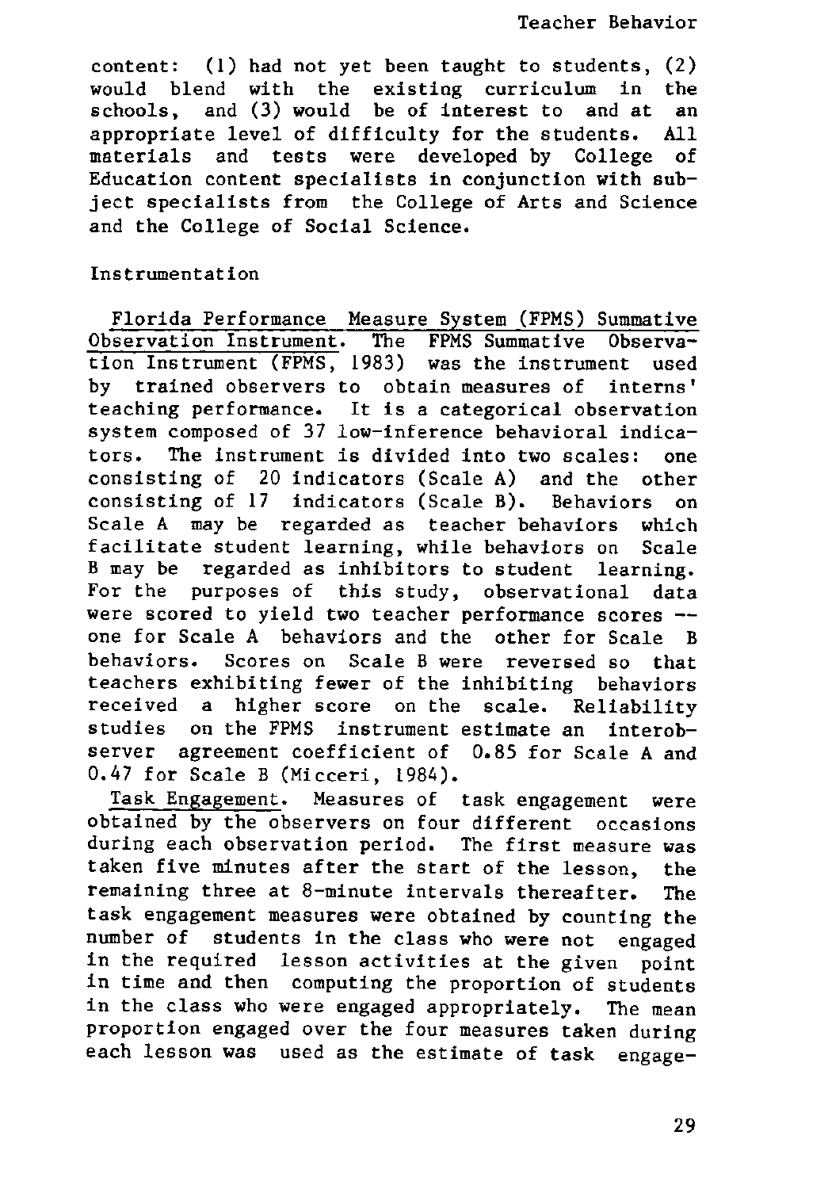content: (1) had not yet been taught to students, (2) would blend with the existing curriculum in the schools, and (3) would be of interest to and at an appropriate level of difficulty for the students. All materials and tests were developed by College of Education content specialists in conjunction with subject specialists from the College of Arts and Science and the College of Social Science.

## Instrumentation

Florida Performance Measure System (FPMS) Summative Observation Instrument. The FPMS Summative Observation Instrument (FPMS, 1983) was the instrument used by trained observers to obtain measures of interns' teaching performance. It is a categorical observation system composed of 37 low-inference behavioral indicators. The instrument is divided into two scales: one consisting of 20 indicators (Scale A) and the other consisting of 17 indicators (Scale B). Behaviors on Scale A may be regarded as teacher behaviors which facilitate student learning, while behaviors on Scale B may be regarded as inhibitors to student learning. For the purposes of this study, observational data were scored to yield two teacher performance scores -- one for Scale A behaviors and the other for Scale B behaviors. Scores on Scale B were reversed so that teachers exhibiting fewer of the inhibiting behaviors received a higher score on the scale. Reliability studies on the FPMS instrument estimate an interobserver agreement coefficient of 0.85 for Scale A and 0.47 for Scale B (Micceri, 1984).

Task Engagement. Measures of task engagement were obtained by the observers on four different occasions during each observation period. The first measure was taken five minutes after the start of the lesson, the remaining three at 8-minute intervals thereafter. The task engagement measures were obtained by counting the number of students in the class who were not engaged in the required lesson activities at the given point in time and then computing the proportion of students in the class who were engaged appropriately. The mean proportion engaged over the four measures taken during each lesson was used as the estimate of task engage-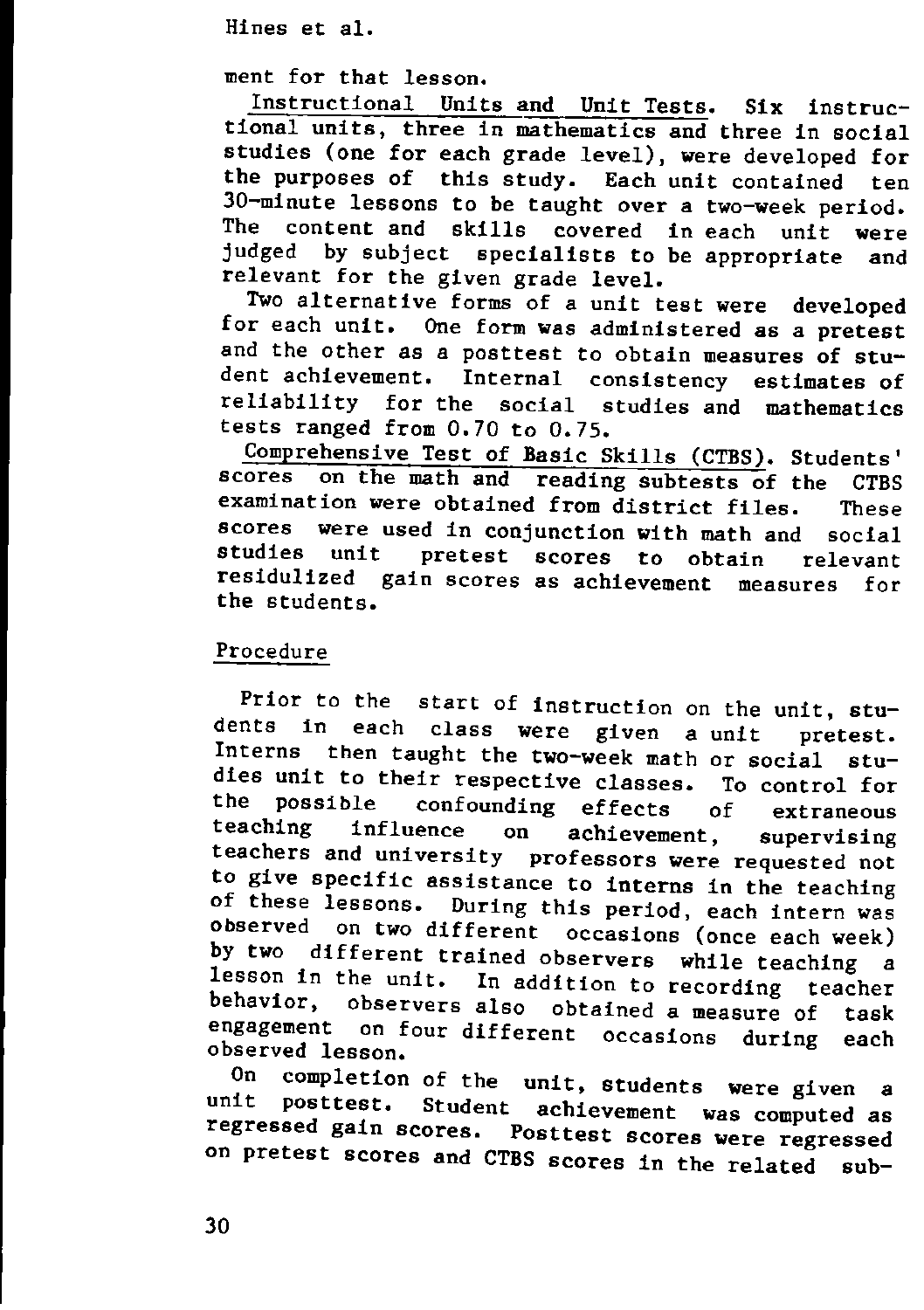ment for that lesson.

Instructional Units and Unit Tests. Six instructional units, three in mathematics and three in social studies (one for each grade level), were developed for the purposes of this study. Each unit contained ten 30-minute lessons to be taught over a two-week period. The content and skills covered in each unit were judged by subject specialists to be appropriate and relevant for the given grade level.

Two alternative forms of a unit test were developed for each unit. One form was administered as a pretest and the other as a posttest to obtain measures of student achievement. Internal consistency estimates of reliability for the social studies and mathematics tests ranged from 0.70 to 0.75.

Comprehensive Test of Basic Skills (CTBS). Students' scores on the math and reading subtests of the CTBS examination were obtained from district files. These scores were used in conjunction with math and social studies unit pretest scores to obtain relevant residulized gain scores as achievement measures for the students.

## Procedure

Prior to the start of instruction on the unit, students in each class were given a unit pretest. Interns then taught the two-week math or social studies unit to their respective classes. To control for the possible confounding effects of extraneous teaching influence on achievement, supervising teachers and university professors were requested not to give specific assistance to interns in the teaching of these lessons. During this period, each intern was observed on two different occasions (once each week) by two different trained observers while teaching a lesson in the unit. In addition to recording teacher behavior, observers also obtained a measure of task engagement on four different occasions during each observed lesson.

On completion of the unit, students were given a unit posttest. Student achievement was computed as regressed gain scores. Posttest scores were regressed on pretest scores and CTBS scores in the related sub-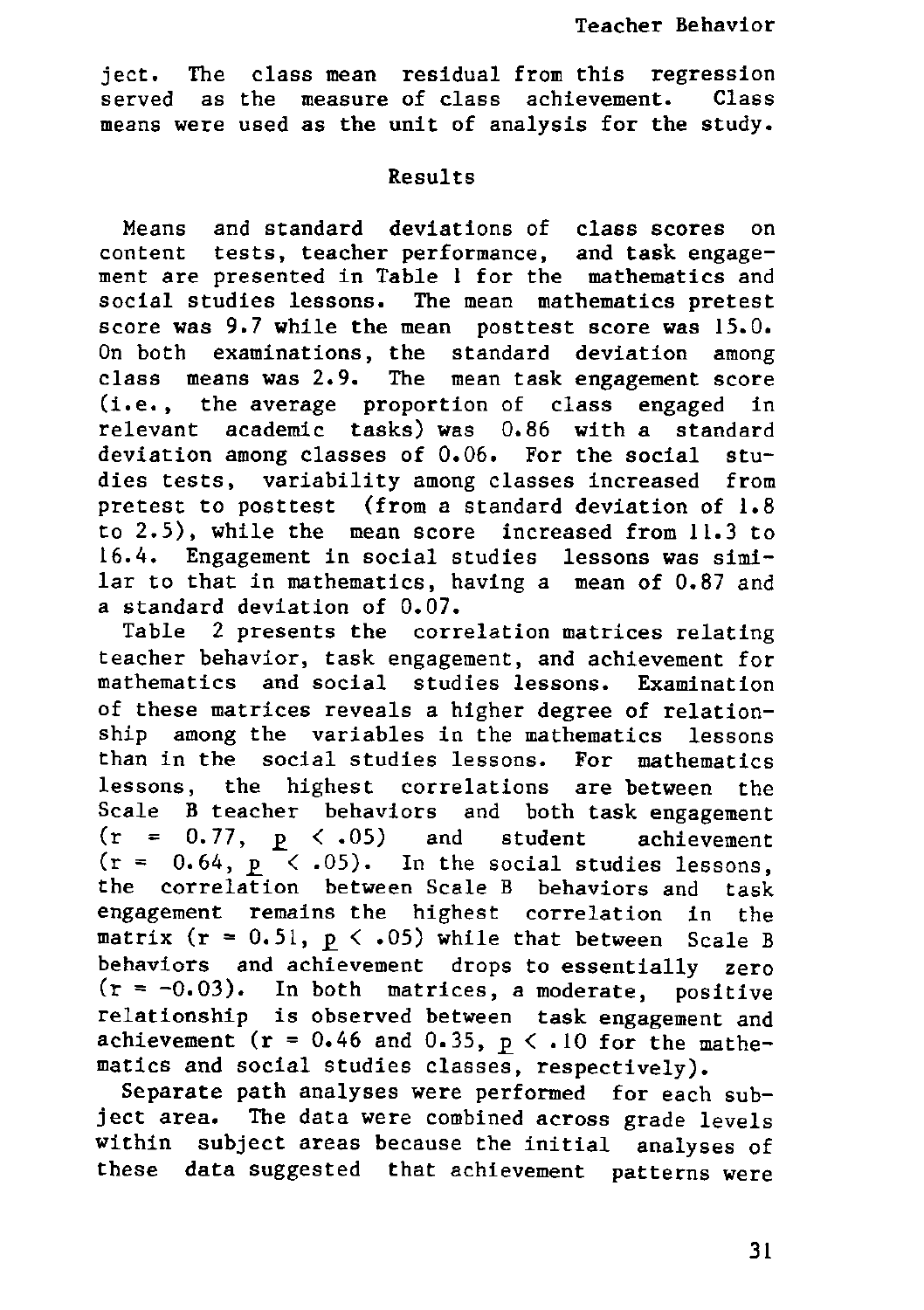ject. The class mean residual from this regression served as the measure of class achievement. Class means were used as the unit of analysis for the study.

## Results

Means and standard deviations of class scores on content tests, teacher performance, and task engagement are presented in Table 1 for the mathematics and social studies lessons. The mean mathematics pretest score was 9.7 while the mean posttest score was 15.0. On both examinations, the standard deviation among class means was 2.9. The mean task engagement score (i.e., the average proportion of class engaged in relevant academic tasks) was 0.86 with a standard deviation among classes of 0.06. For the social studies tests, variability among classes increased from pretest to posttest (from a standard deviation of 1.8 to 2.5), while the mean score increased from 11.3 to 16.4. Engagement in social studies lessons was similar to that in mathematics, having a mean of 0.87 and a standard deviation of 0.07.

Table 2 presents the correlation matrices relating teacher behavior, task engagement, and achievement for mathematics and social studies lessons. Examination of these matrices reveals a higher degree of relationship among the variables in the mathematics lessons than in the social studies lessons. For mathematics lessons, the highest correlations are between the Scale B teacher behaviors and both task engagement ($r = 0.77$, $p < .05$) and student achievement ($r = 0.64$, $p < .05$). In the social studies lessons, the correlation between Scale B behaviors and task engagement remains the highest correlation in the matrix ($r = 0.51$, $p < .05$) while that between Scale B behaviors and achievement drops to essentially zero ($r = -0.03$). In both matrices, a moderate, positive relationship is observed between task engagement and achievement ($r = 0.46$ and $0.35$, $p < .10$ for the mathematics and social studies classes, respectively).

Separate path analyses were performed for each subject area. The data were combined across grade levels within subject areas because the initial analyses of these data suggested that achievement patterns were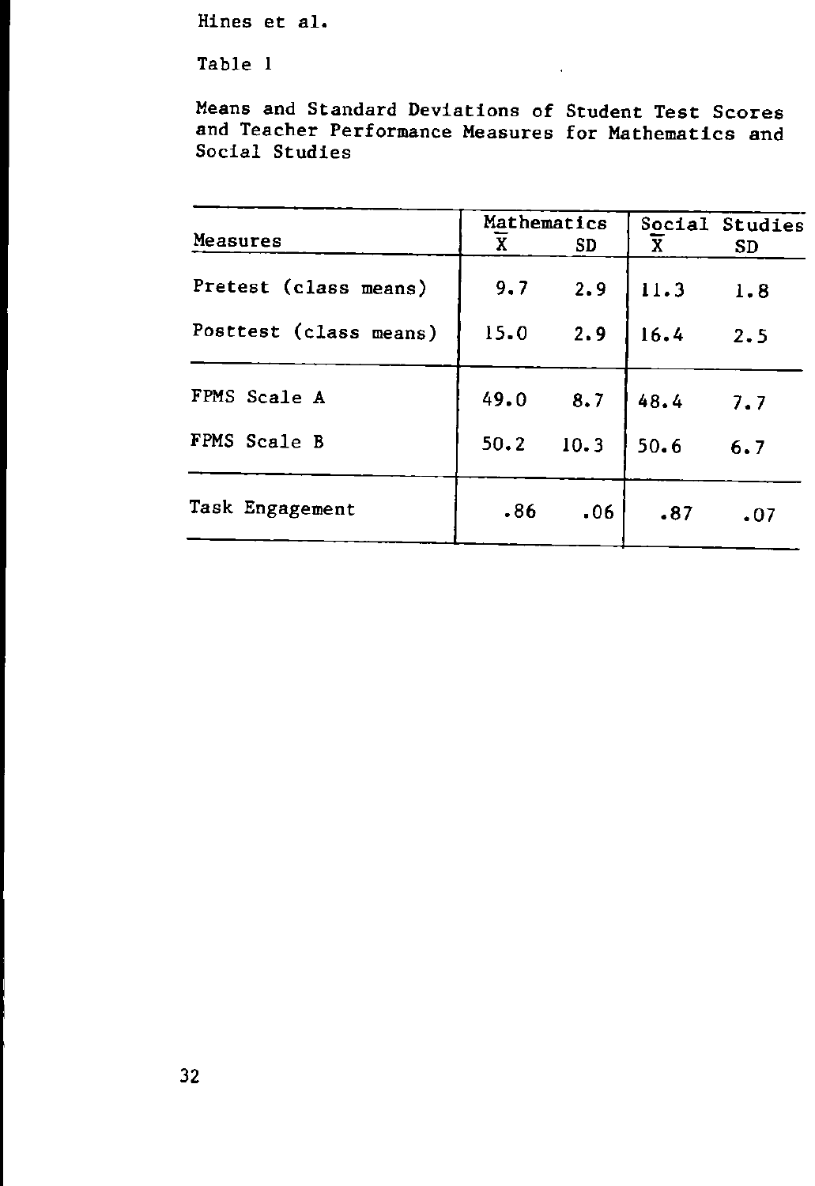Table 1

Means and Standard Deviations of Student Test Scores and Teacher Performance Measures for Mathematics and Social Studies

| Measures | Mathematics $\overline{X}$ | Mathematics SD | Social Studies $\overline{X}$ | Social Studies SD |
|---|---|---|---|---|
| Pretest (class means) | 9.7 | 2.9 | 11.3 | 1.8 |
| Posttest (class means) | 15.0 | 2.9 | 16.4 | 2.5 |
| FPMS Scale A | 49.0 | 8.7 | 48.4 | 7.7 |
| FPMS Scale B | 50.2 | 10.3 | 50.6 | 6.7 |
| Task Engagement | .86 | .06 | .87 | .07 |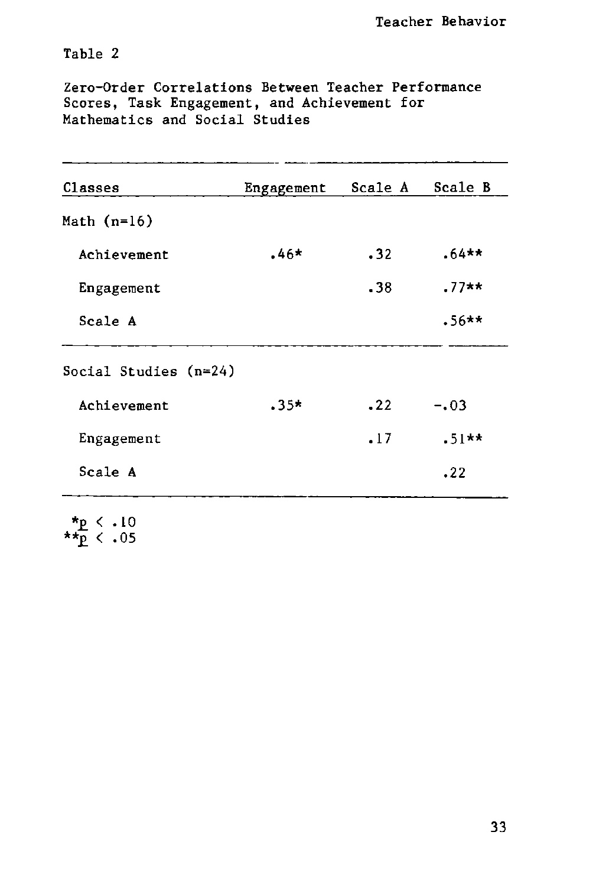Table 2

Zero-Order Correlations Between Teacher Performance Scores, Task Engagement, and Achievement for Mathematics and Social Studies

| Classes | Engagement | Scale A | Scale B |
|---|---|---|---|
| Math (n=16) | | | |
| Achievement | .46* | .32 | .64** |
| Engagement | | .38 | .77** |
| Scale A | | | .56** |
| Social Studies (n=24) | | | |
| Achievement | .35* | .22 | -.03 |
| Engagement | | .17 | .51** |
| Scale A | | | .22 |

*$p < .10$
**$p < .05$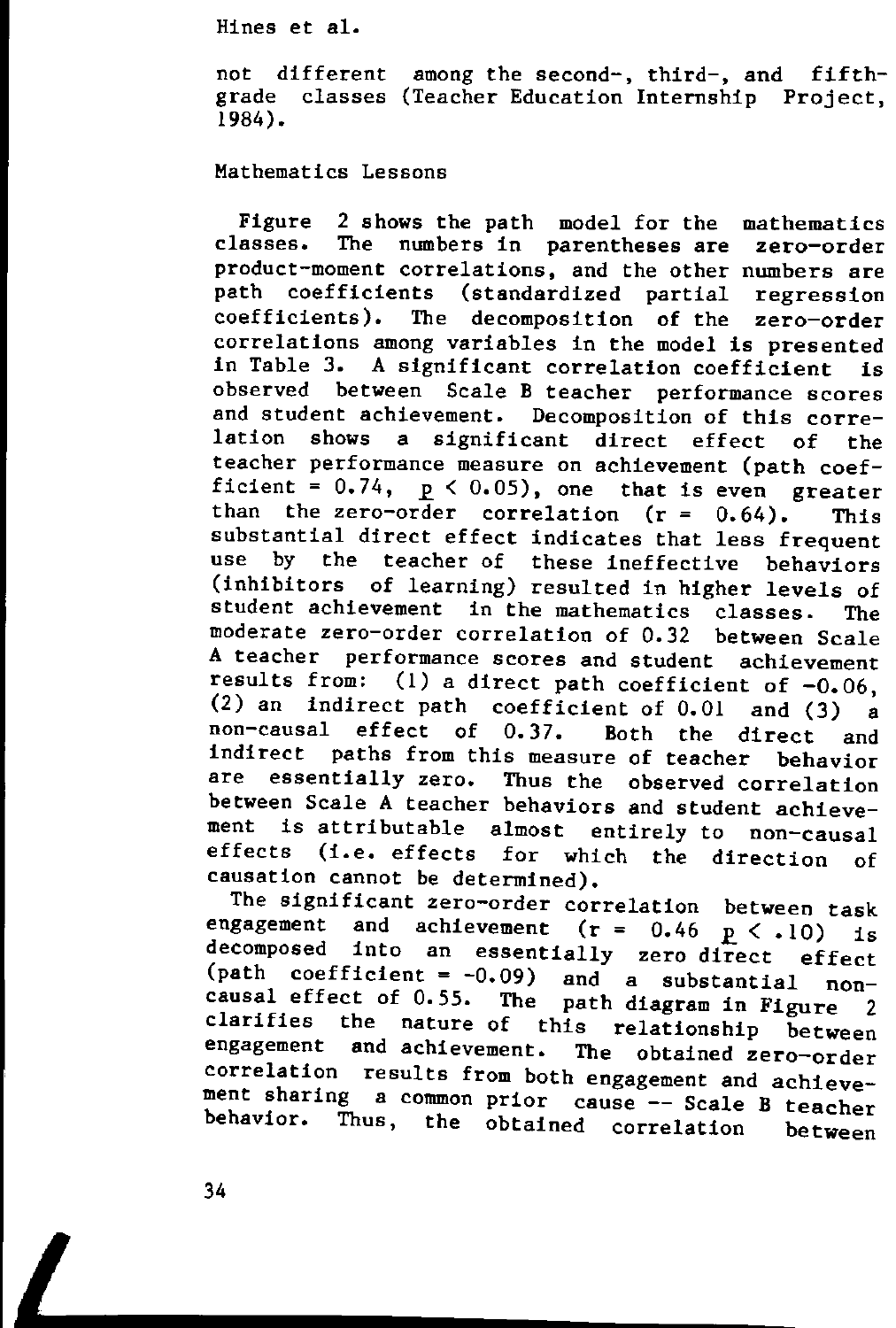not different among the second-, third-, and fifth-grade classes (Teacher Education Internship Project, 1984).

## Mathematics Lessons

Figure 2 shows the path model for the mathematics classes. The numbers in parentheses are zero-order product-moment correlations, and the other numbers are path coefficients (standardized partial regression coefficients). The decomposition of the zero-order correlations among variables in the model is presented in Table 3. A significant correlation coefficient is observed between Scale B teacher performance scores and student achievement. Decomposition of this correlation shows a significant direct effect of the teacher performance measure on achievement (path coefficient = 0.74, $p < 0.05$), one that is even greater than the zero-order correlation ($r = 0.64$). This substantial direct effect indicates that less frequent use by the teacher of these ineffective behaviors (inhibitors of learning) resulted in higher levels of student achievement in the mathematics classes. The moderate zero-order correlation of 0.32 between Scale A teacher performance scores and student achievement results from: (1) a direct path coefficient of −0.06, (2) an indirect path coefficient of 0.01 and (3) a non-causal effect of 0.37. Both the direct and indirect paths from this measure of teacher behavior are essentially zero. Thus the observed correlation between Scale A teacher behaviors and student achievement is attributable almost entirely to non-causal effects (i.e. effects for which the direction of causation cannot be determined).

The significant zero-order correlation between task engagement and achievement ($r = 0.46$ $p < .10$) is decomposed into an essentially zero direct effect (path coefficient = −0.09) and a substantial non-causal effect of 0.55. The path diagram in Figure 2 clarifies the nature of this relationship between engagement and achievement. The obtained zero-order correlation results from both engagement and achievement sharing a common prior cause -- Scale B teacher behavior. Thus, the obtained correlation between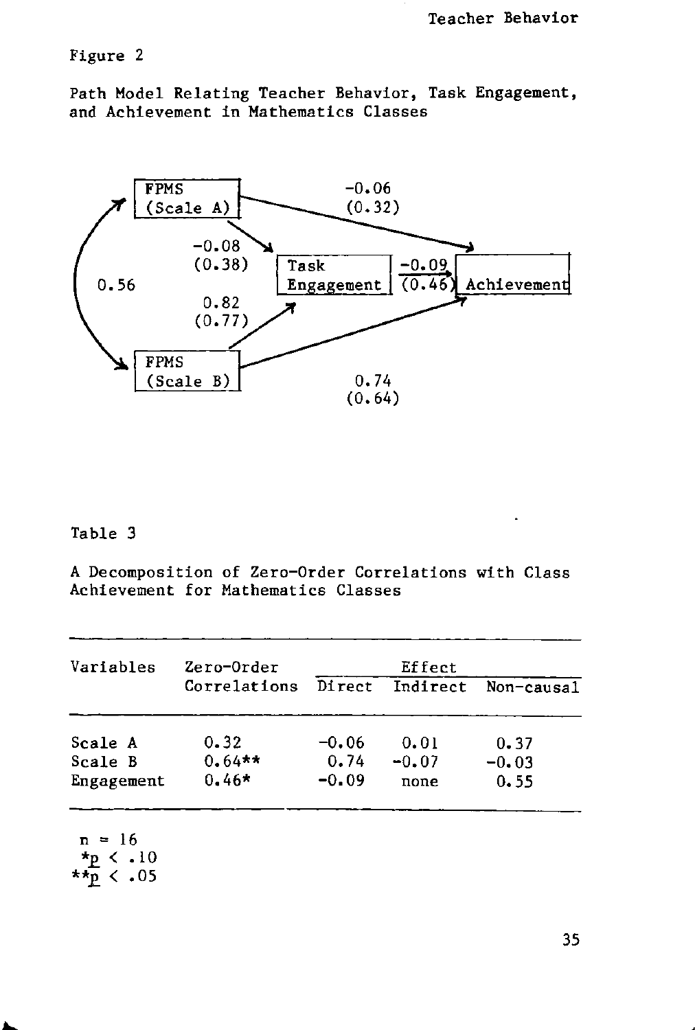Figure 2

Path Model Relating Teacher Behavior, Task Engagement, and Achievement in Mathematics Classes

FPMS (Scale A)

FPMS (Scale B)

Task Engagement

Achievement

0.56

-0.08 (0.38)

0.82 (0.77)

-0.06 (0.32)

-0.09 (0.46)

0.74 (0.64)

Table 3

A Decomposition of Zero-Order Correlations with Class Achievement for Mathematics Classes

| Variables | Zero-Order Correlations | Effect | | |
|---|---|---|---|---|
| | | Direct | Indirect | Non-causal |
| Scale A | 0.32 | -0.06 | 0.01 | 0.37 |
| Scale B | 0.64** | 0.74 | -0.07 | -0.03 |
| Engagement | 0.46* | -0.09 | none | 0.55 |

$n = 16$
*$p < .10$
**$p < .05$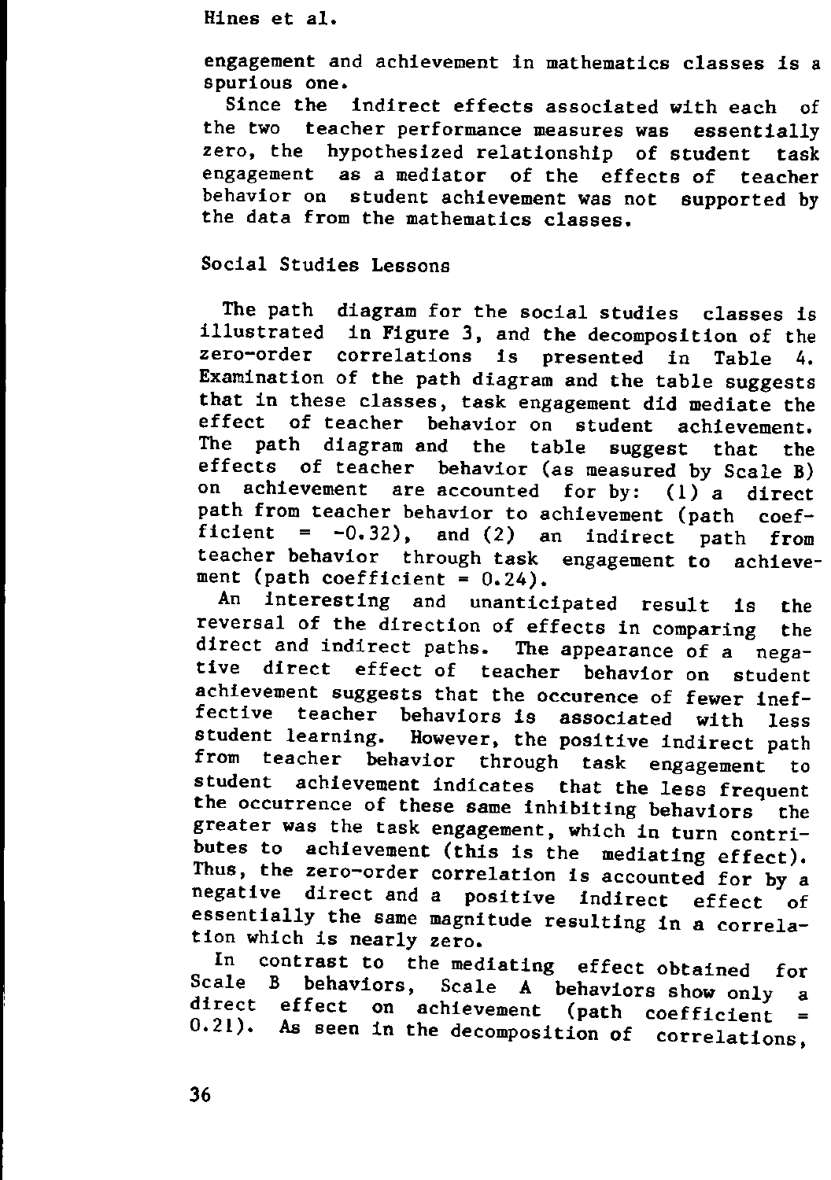engagement and achievement in mathematics classes is a spurious one.

Since the indirect effects associated with each of the two teacher performance measures was essentially zero, the hypothesized relationship of student task engagement as a mediator of the effects of teacher behavior on student achievement was not supported by the data from the mathematics classes.

## Social Studies Lessons

The path diagram for the social studies classes is illustrated in Figure 3, and the decomposition of the zero-order correlations is presented in Table 4. Examination of the path diagram and the table suggests that in these classes, task engagement did mediate the effect of teacher behavior on student achievement. The path diagram and the table suggest that the effects of teacher behavior (as measured by Scale B) on achievement are accounted for by: (1) a direct path from teacher behavior to achievement (path coefficient = -0.32), and (2) an indirect path from teacher behavior through task engagement to achievement (path coefficient = 0.24).

An interesting and unanticipated result is the reversal of the direction of effects in comparing the direct and indirect paths. The appearance of a negative direct effect of teacher behavior on student achievement suggests that the occurence of fewer ineffective teacher behaviors is associated with less student learning. However, the positive indirect path from teacher behavior through task engagement to student achievement indicates that the less frequent the occurrence of these same inhibiting behaviors the greater was the task engagement, which in turn contributes to achievement (this is the mediating effect). Thus, the zero-order correlation is accounted for by a negative direct and a positive indirect effect of essentially the same magnitude resulting in a correlation which is nearly zero.

In contrast to the mediating effect obtained for Scale B behaviors, Scale A behaviors show only a direct effect on achievement (path coefficient = 0.21). As seen in the decomposition of correlations,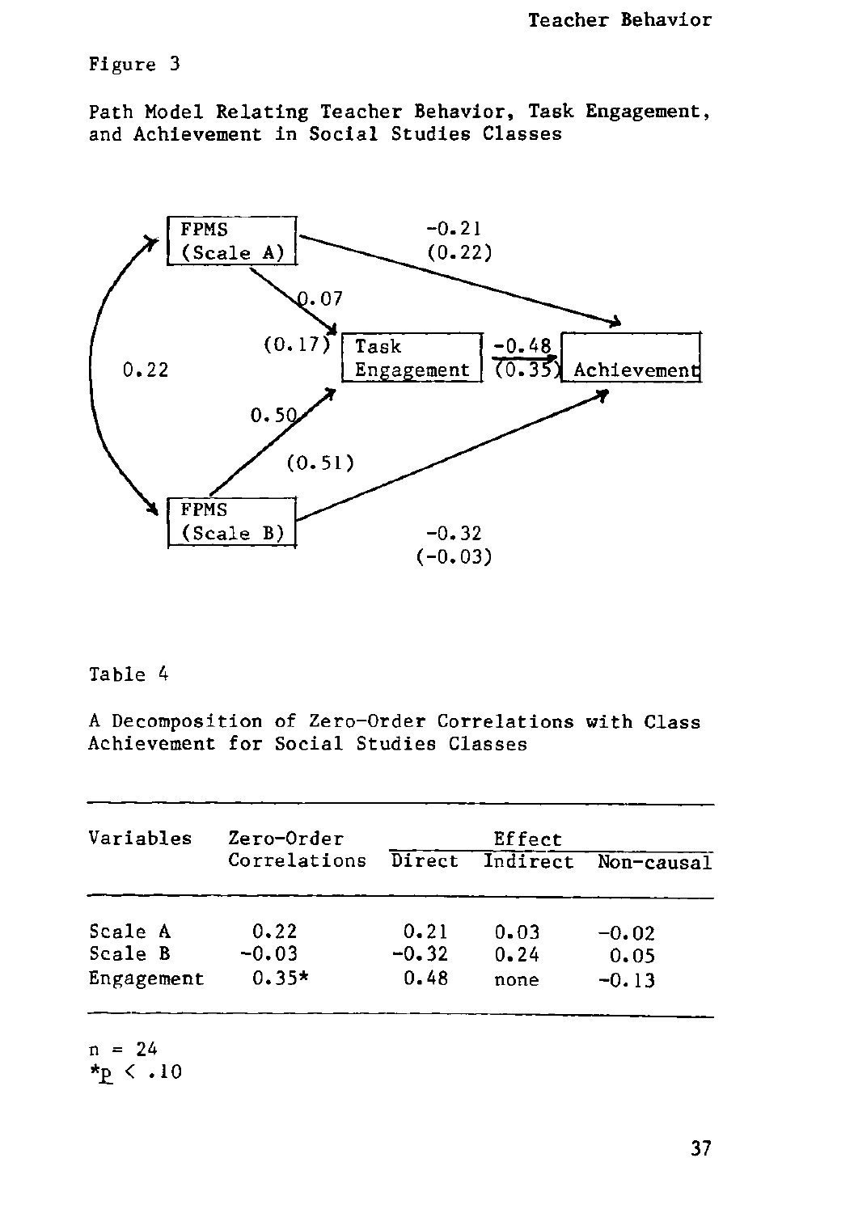Figure 3

Path Model Relating Teacher Behavior, Task Engagement, and Achievement in Social Studies Classes

FPMS (Scale A)

FPMS (Scale B)

Task Engagement

Achievement

0.22

0.07 (0.17)

0.50 (0.51)

-0.21 (0.22)

-0.48 (0.35)

-0.32 (-0.03)

Table 4

A Decomposition of Zero-Order Correlations with Class Achievement for Social Studies Classes

| Variables | Zero-Order Correlations | Effect | | |
|---|---|---|---|---|
| | | Direct | Indirect | Non-causal |
| Scale A | 0.22 | 0.21 | 0.03 | -0.02 |
| Scale B | -0.03 | -0.32 | 0.24 | 0.05 |
| Engagement | 0.35* | 0.48 | none | -0.13 |

n = 24

*$p < .10$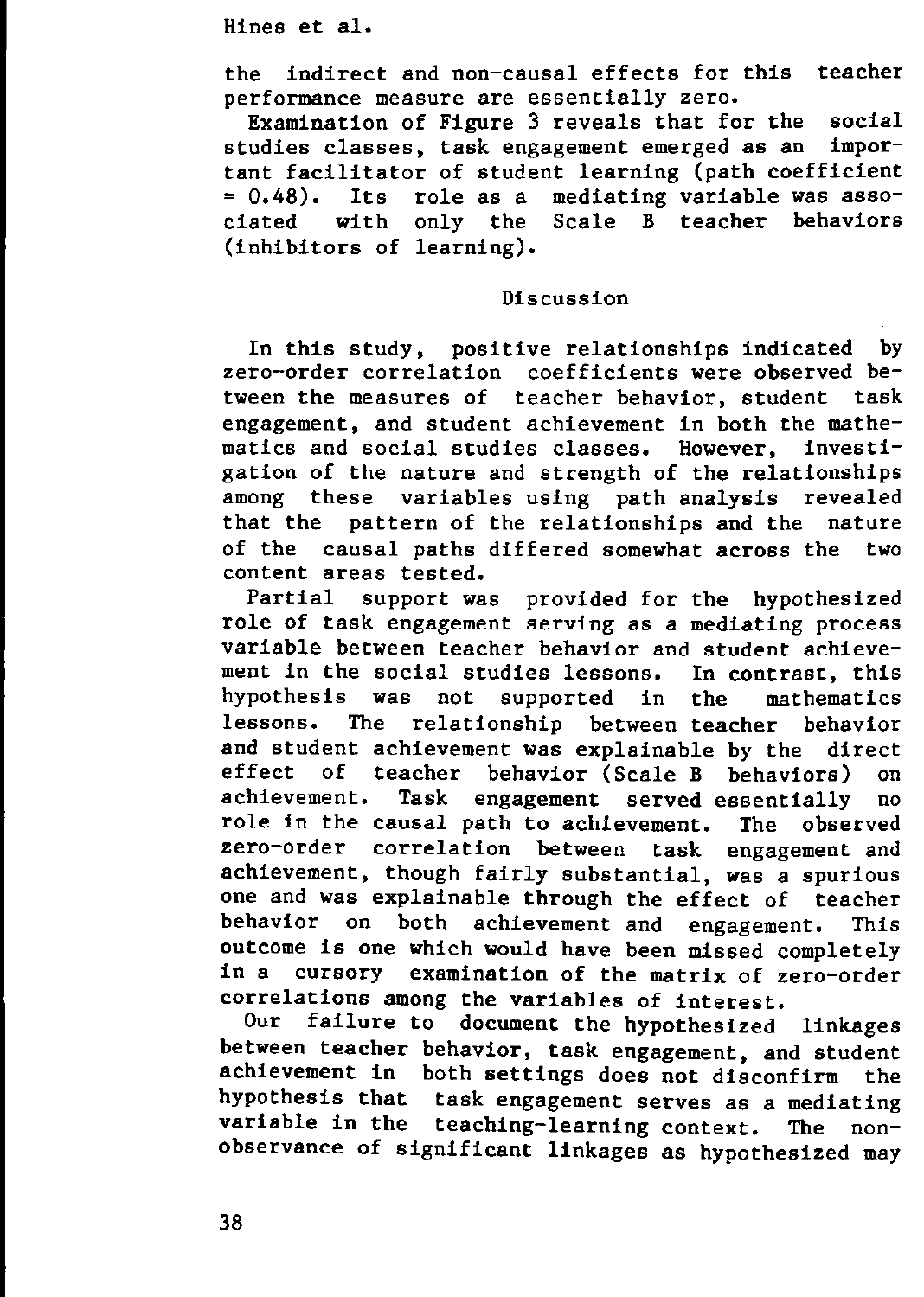the indirect and non-causal effects for this teacher performance measure are essentially zero.

Examination of Figure 3 reveals that for the social studies classes, task engagement emerged as an important facilitator of student learning (path coefficient = 0.48). Its role as a mediating variable was associated with only the Scale B teacher behaviors (inhibitors of learning).

## Discussion

In this study, positive relationships indicated by zero-order correlation coefficients were observed between the measures of teacher behavior, student task engagement, and student achievement in both the mathematics and social studies classes. However, investigation of the nature and strength of the relationships among these variables using path analysis revealed that the pattern of the relationships and the nature of the causal paths differed somewhat across the two content areas tested.

Partial support was provided for the hypothesized role of task engagement serving as a mediating process variable between teacher behavior and student achievement in the social studies lessons. In contrast, this hypothesis was not supported in the mathematics lessons. The relationship between teacher behavior and student achievement was explainable by the direct effect of teacher behavior (Scale B behaviors) on achievement. Task engagement served essentially no role in the causal path to achievement. The observed zero-order correlation between task engagement and achievement, though fairly substantial, was a spurious one and was explainable through the effect of teacher behavior on both achievement and engagement. This outcome is one which would have been missed completely in a cursory examination of the matrix of zero-order correlations among the variables of interest.

Our failure to document the hypothesized linkages between teacher behavior, task engagement, and student achievement in both settings does not disconfirm the hypothesis that task engagement serves as a mediating variable in the teaching-learning context. The non-observance of significant linkages as hypothesized may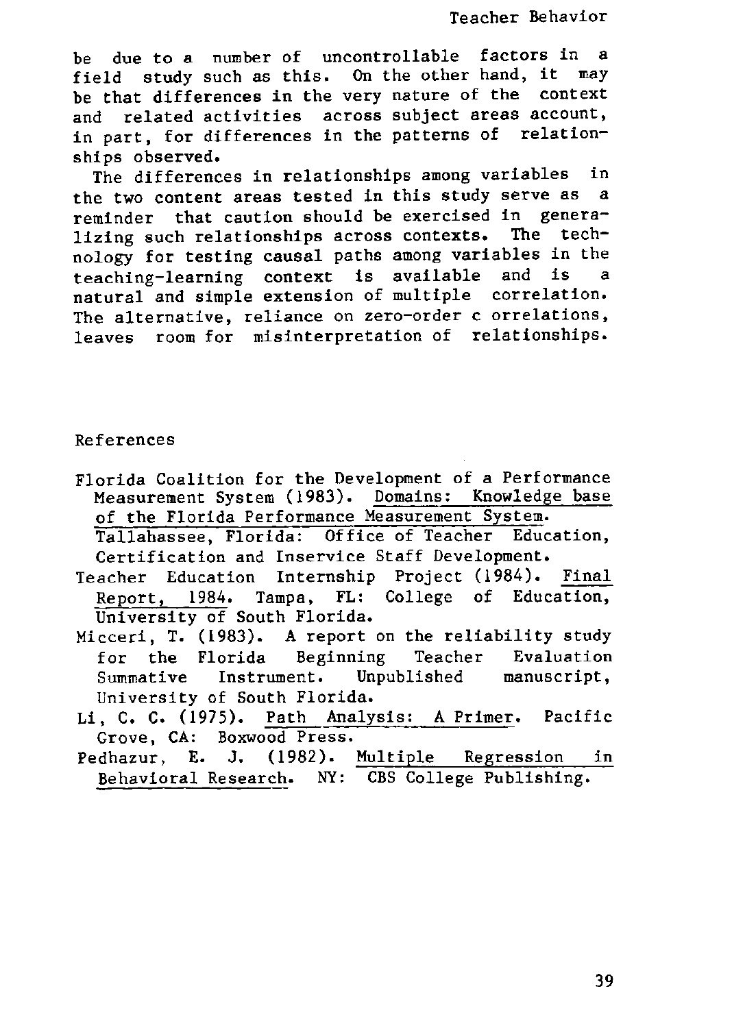be due to a number of uncontrollable factors in a field study such as this. On the other hand, it may be that differences in the very nature of the context and related activities across subject areas account, in part, for differences in the patterns of relationships observed.

The differences in relationships among variables in the two content areas tested in this study serve as a reminder that caution should be exercised in generalizing such relationships across contexts. The technology for testing causal paths among variables in the teaching-learning context is available and is a natural and simple extension of multiple correlation. The alternative, reliance on zero-order c orrelations, leaves room for misinterpretation of relationships.

## References

Florida Coalition for the Development of a Performance Measurement System (1983). Domains: Knowledge base of the Florida Performance Measurement System. Tallahassee, Florida: Office of Teacher Education, Certification and Inservice Staff Development.

Teacher Education Internship Project (1984). Final Report, 1984. Tampa, FL: College of Education, University of South Florida.

Micceri, T. (1983). A report on the reliability study for the Florida Beginning Teacher Evaluation Summative Instrument. Unpublished manuscript, University of South Florida.

Li, C. C. (1975). Path Analysis: A Primer. Pacific Grove, CA: Boxwood Press.

Pedhazur, E. J. (1982). Multiple Regression in Behavioral Research. NY: CBS College Publishing.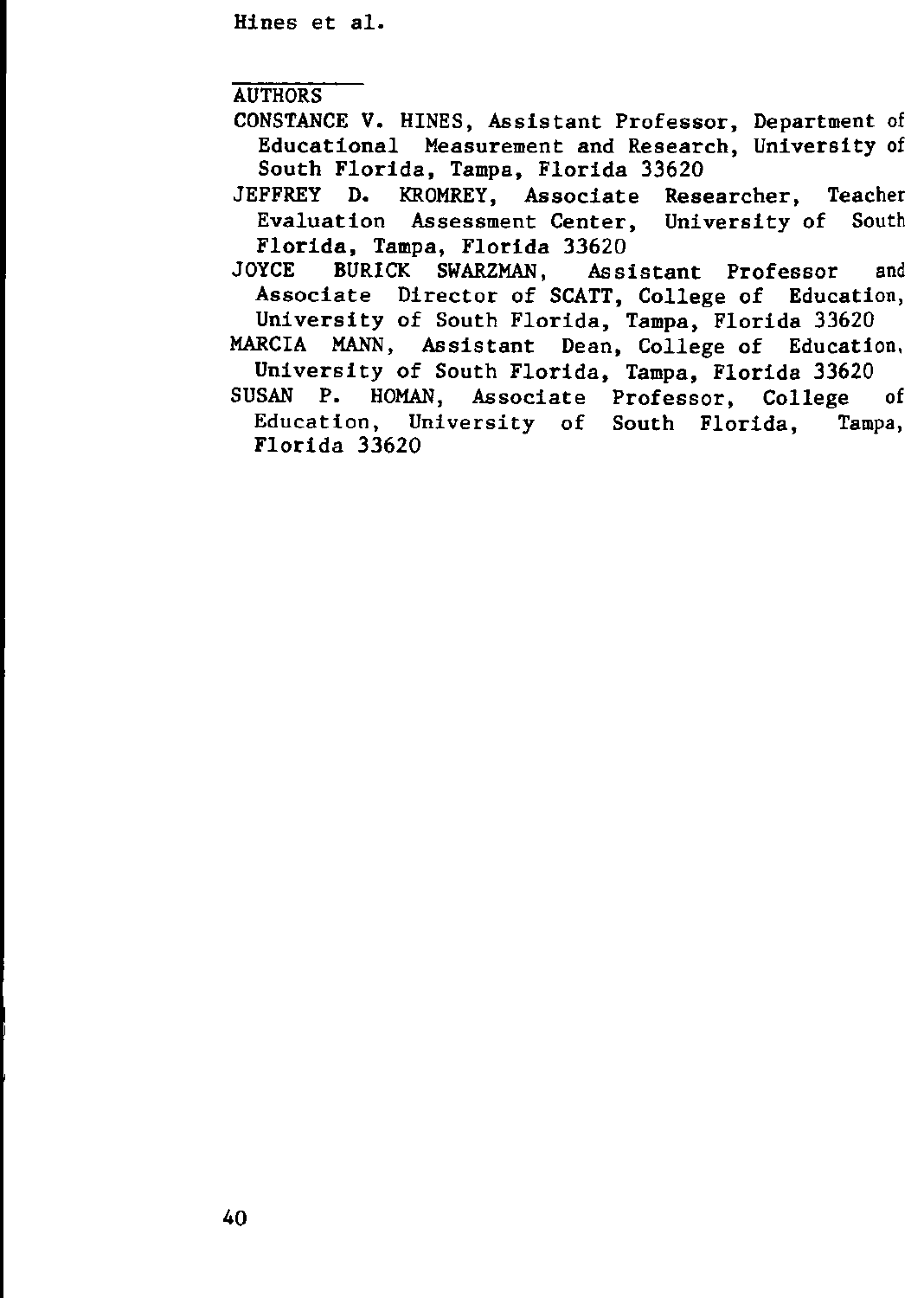## AUTHORS

CONSTANCE V. HINES, Assistant Professor, Department of Educational Measurement and Research, University of South Florida, Tampa, Florida 33620

JEFFREY D. KROMREY, Associate Researcher, Teacher Evaluation Assessment Center, University of South Florida, Tampa, Florida 33620

JOYCE BURICK SWARZMAN, Assistant Professor and Associate Director of SCATT, College of Education, University of South Florida, Tampa, Florida 33620

MARCIA MANN, Assistant Dean, College of Education, University of South Florida, Tampa, Florida 33620

SUSAN P. HOMAN, Associate Professor, College of Education, University of South Florida, Tampa, Florida 33620